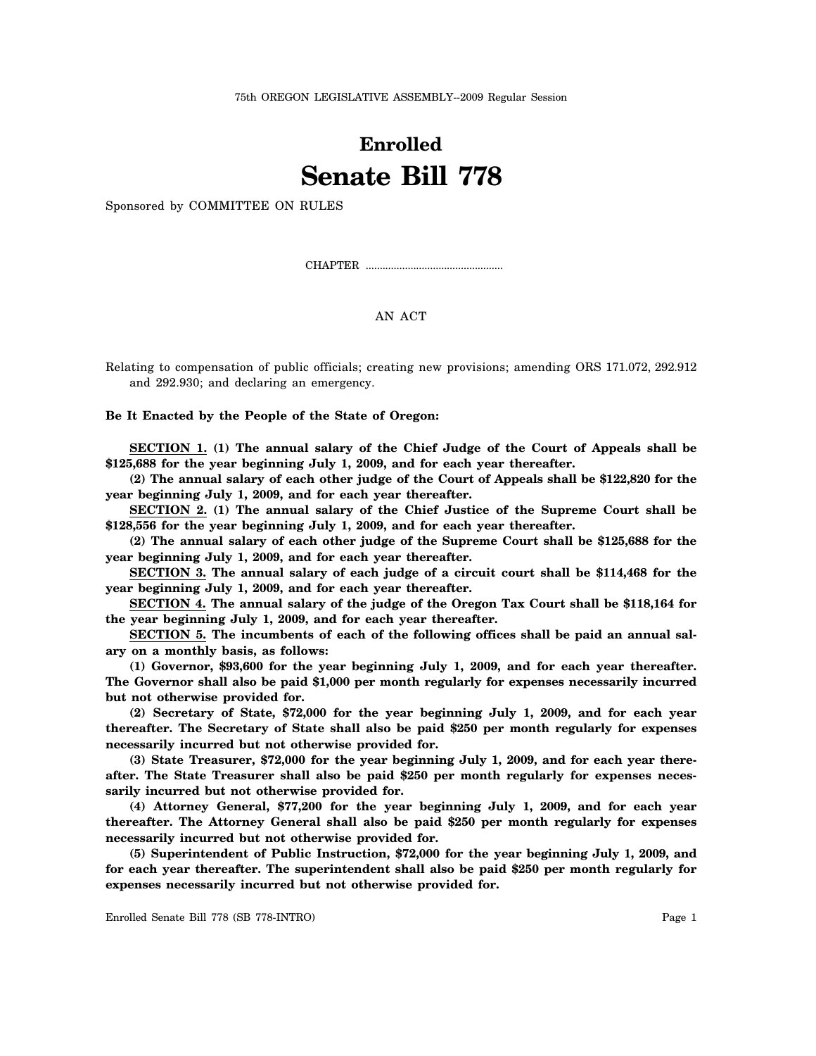75th OREGON LEGISLATIVE ASSEMBLY--2009 Regular Session

# Enrolled

# Senate Bill 778

Sponsored by COMMITTEE ON RULES

CHAPTER ................................................

AN ACT

Relating to compensation of public officials; creating new provisions; amending ORS 171.072, 292.912 and 292.930; and declaring an emergency.

**Be It Enacted by the People of the State of Oregon:**

**SECTION 1. (1) The annual salary of the Chief Judge of the Court of Appeals shall be $125,688 for the year beginning July 1, 2009, and for each year thereafter.**

**(2) The annual salary of each other judge of the Court of Appeals shall be $122,820 for the year beginning July 1, 2009, and for each year thereafter.**

**SECTION 2. (1) The annual salary of the Chief Justice of the Supreme Court shall be $128,556 for the year beginning July 1, 2009, and for each year thereafter.**

**(2) The annual salary of each other judge of the Supreme Court shall be $125,688 for the year beginning July 1, 2009, and for each year thereafter.**

**SECTION 3. The annual salary of each judge of a circuit court shall be $114,468 for the year beginning July 1, 2009, and for each year thereafter.**

**SECTION 4. The annual salary of the judge of the Oregon Tax Court shall be $118,164 for the year beginning July 1, 2009, and for each year thereafter.**

**SECTION 5. The incumbents of each of the following offices shall be paid an annual salary on a monthly basis, as follows:**

**(1) Governor, $93,600 for the year beginning July 1, 2009, and for each year thereafter. The Governor shall also be paid $1,000 per month regularly for expenses necessarily incurred but not otherwise provided for.**

**(2) Secretary of State, $72,000 for the year beginning July 1, 2009, and for each year thereafter. The Secretary of State shall also be paid $250 per month regularly for expenses necessarily incurred but not otherwise provided for.**

**(3) State Treasurer, $72,000 for the year beginning July 1, 2009, and for each year thereafter. The State Treasurer shall also be paid $250 per month regularly for expenses necessarily incurred but not otherwise provided for.**

**(4) Attorney General, $77,200 for the year beginning July 1, 2009, and for each year thereafter. The Attorney General shall also be paid $250 per month regularly for expenses necessarily incurred but not otherwise provided for.**

**(5) Superintendent of Public Instruction, $72,000 for the year beginning July 1, 2009, and for each year thereafter. The superintendent shall also be paid $250 per month regularly for expenses necessarily incurred but not otherwise provided for.**

Enrolled Senate Bill 778 (SB 778-INTRO)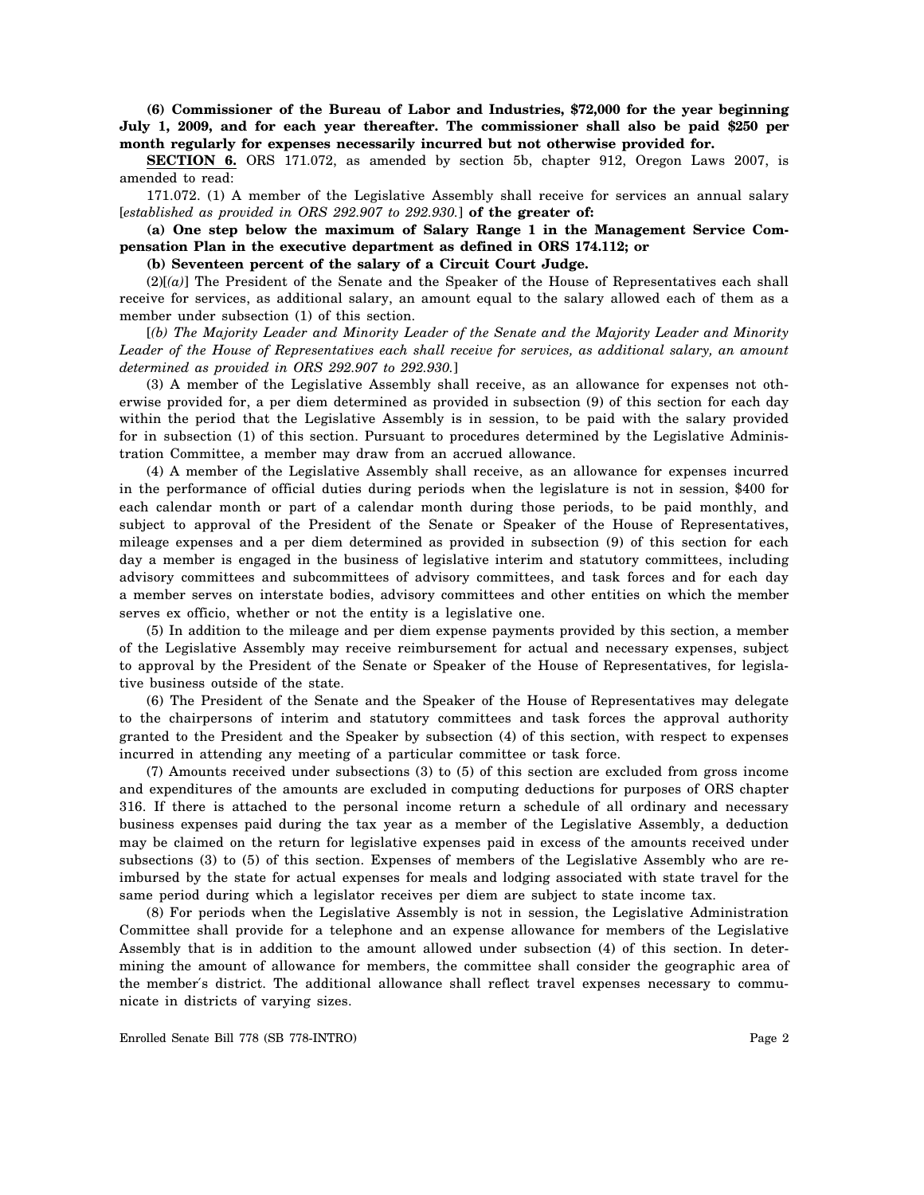**(6) Commissioner of the Bureau of Labor and Industries, $72,000 for the year beginning July 1, 2009, and for each year thereafter. The commissioner shall also be paid $250 per month regularly for expenses necessarily incurred but not otherwise provided for.**

**SECTION 6.** ORS 171.072, as amended by section 5b, chapter 912, Oregon Laws 2007, is amended to read:

171.072. (1) A member of the Legislative Assembly shall receive for services an annual salary [*established as provided in ORS 292.907 to 292.930.*] **of the greater of:**

**(a) One step below the maximum of Salary Range 1 in the Management Service Compensation Plan in the executive department as defined in ORS 174.112; or**

**(b) Seventeen percent of the salary of a Circuit Court Judge.**

(2)[*(a)*] The President of the Senate and the Speaker of the House of Representatives each shall receive for services, as additional salary, an amount equal to the salary allowed each of them as a member under subsection (1) of this section.

[*(b) The Majority Leader and Minority Leader of the Senate and the Majority Leader and Minority Leader of the House of Representatives each shall receive for services, as additional salary, an amount determined as provided in ORS 292.907 to 292.930.*]

(3) A member of the Legislative Assembly shall receive, as an allowance for expenses not otherwise provided for, a per diem determined as provided in subsection (9) of this section for each day within the period that the Legislative Assembly is in session, to be paid with the salary provided for in subsection (1) of this section. Pursuant to procedures determined by the Legislative Administration Committee, a member may draw from an accrued allowance.

(4) A member of the Legislative Assembly shall receive, as an allowance for expenses incurred in the performance of official duties during periods when the legislature is not in session, $400 for each calendar month or part of a calendar month during those periods, to be paid monthly, and subject to approval of the President of the Senate or Speaker of the House of Representatives, mileage expenses and a per diem determined as provided in subsection (9) of this section for each day a member is engaged in the business of legislative interim and statutory committees, including advisory committees and subcommittees of advisory committees, and task forces and for each day a member serves on interstate bodies, advisory committees and other entities on which the member serves ex officio, whether or not the entity is a legislative one.

(5) In addition to the mileage and per diem expense payments provided by this section, a member of the Legislative Assembly may receive reimbursement for actual and necessary expenses, subject to approval by the President of the Senate or Speaker of the House of Representatives, for legislative business outside of the state.

(6) The President of the Senate and the Speaker of the House of Representatives may delegate to the chairpersons of interim and statutory committees and task forces the approval authority granted to the President and the Speaker by subsection (4) of this section, with respect to expenses incurred in attending any meeting of a particular committee or task force.

(7) Amounts received under subsections (3) to (5) of this section are excluded from gross income and expenditures of the amounts are excluded in computing deductions for purposes of ORS chapter 316. If there is attached to the personal income return a schedule of all ordinary and necessary business expenses paid during the tax year as a member of the Legislative Assembly, a deduction may be claimed on the return for legislative expenses paid in excess of the amounts received under subsections (3) to (5) of this section. Expenses of members of the Legislative Assembly who are reimbursed by the state for actual expenses for meals and lodging associated with state travel for the same period during which a legislator receives per diem are subject to state income tax.

(8) For periods when the Legislative Assembly is not in session, the Legislative Administration Committee shall provide for a telephone and an expense allowance for members of the Legislative Assembly that is in addition to the amount allowed under subsection (4) of this section. In determining the amount of allowance for members, the committee shall consider the geographic area of the member's district. The additional allowance shall reflect travel expenses necessary to communicate in districts of varying sizes.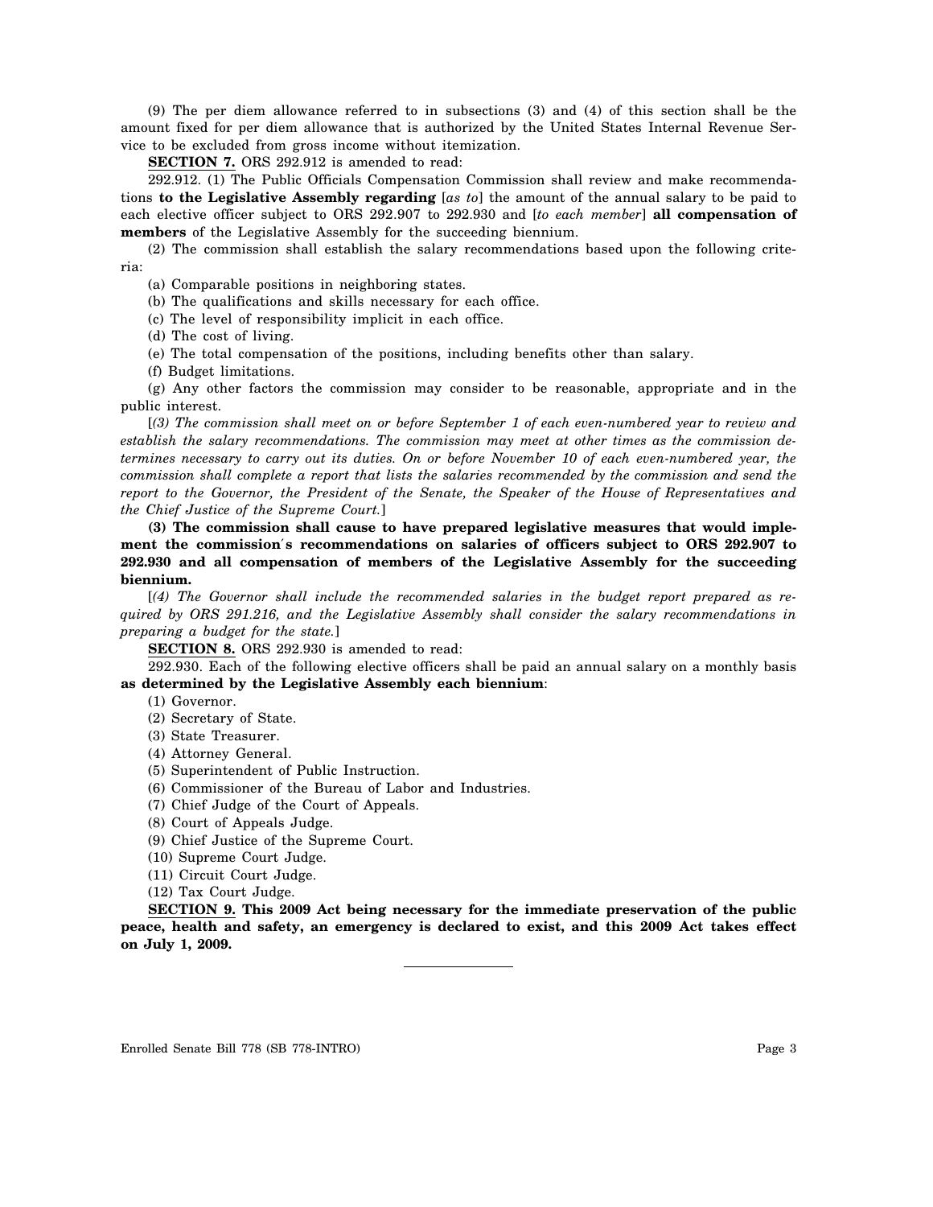(9) The per diem allowance referred to in subsections (3) and (4) of this section shall be the amount fixed for per diem allowance that is authorized by the United States Internal Revenue Service to be excluded from gross income without itemization.

**SECTION 7.** ORS 292.912 is amended to read:

292.912. (1) The Public Officials Compensation Commission shall review and make recommendations **to the Legislative Assembly regarding** [*as to*] the amount of the annual salary to be paid to each elective officer subject to ORS 292.907 to 292.930 and [*to each member*] **all compensation of members** of the Legislative Assembly for the succeeding biennium.

(2) The commission shall establish the salary recommendations based upon the following criteria:

(a) Comparable positions in neighboring states.

(b) The qualifications and skills necessary for each office.

(c) The level of responsibility implicit in each office.

(d) The cost of living.

(e) The total compensation of the positions, including benefits other than salary.

(f) Budget limitations.

(g) Any other factors the commission may consider to be reasonable, appropriate and in the public interest.

[*(3) The commission shall meet on or before September 1 of each even-numbered year to review and establish the salary recommendations. The commission may meet at other times as the commission determines necessary to carry out its duties. On or before November 10 of each even-numbered year, the commission shall complete a report that lists the salaries recommended by the commission and send the report to the Governor, the President of the Senate, the Speaker of the House of Representatives and the Chief Justice of the Supreme Court.*]

**(3) The commission shall cause to have prepared legislative measures that would implement the commission's recommendations on salaries of officers subject to ORS 292.907 to 292.930 and all compensation of members of the Legislative Assembly for the succeeding biennium.**

[*(4) The Governor shall include the recommended salaries in the budget report prepared as required by ORS 291.216, and the Legislative Assembly shall consider the salary recommendations in preparing a budget for the state.*]

**SECTION 8.** ORS 292.930 is amended to read:

292.930. Each of the following elective officers shall be paid an annual salary on a monthly basis **as determined by the Legislative Assembly each biennium**:

(1) Governor.

(2) Secretary of State.

(3) State Treasurer.

(4) Attorney General.

(5) Superintendent of Public Instruction.

(6) Commissioner of the Bureau of Labor and Industries.

(7) Chief Judge of the Court of Appeals.

(8) Court of Appeals Judge.

(9) Chief Justice of the Supreme Court.

(10) Supreme Court Judge.

(11) Circuit Court Judge.

(12) Tax Court Judge.

**SECTION 9. This 2009 Act being necessary for the immediate preservation of the public peace, health and safety, an emergency is declared to exist, and this 2009 Act takes effect on July 1, 2009.**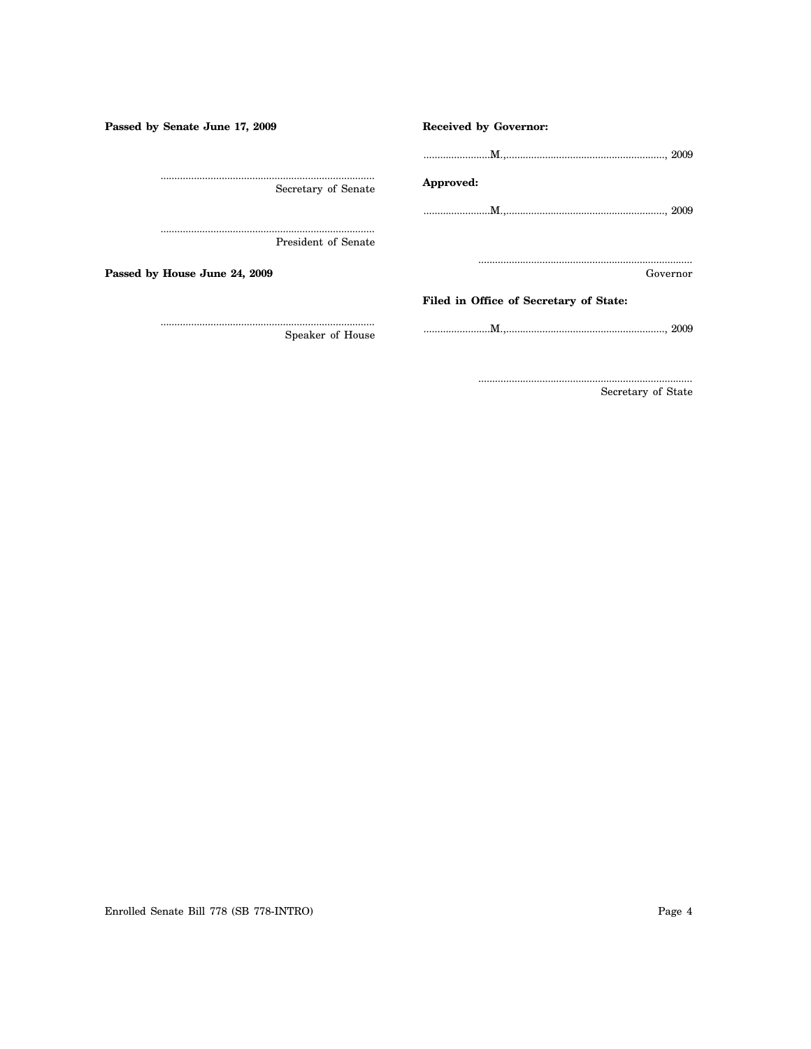**Passed by Senate June 17, 2009**

............................................................................
Secretary of Senate

............................................................................
President of Senate

**Passed by House June 24, 2009**

............................................................................
Speaker of House

**Received by Governor:**

........................M.,........................................................., 2009

**Approved:**

........................M.,........................................................., 2009

............................................................................
Governor

**Filed in Office of Secretary of State:**

........................M.,........................................................., 2009

............................................................................
Secretary of State